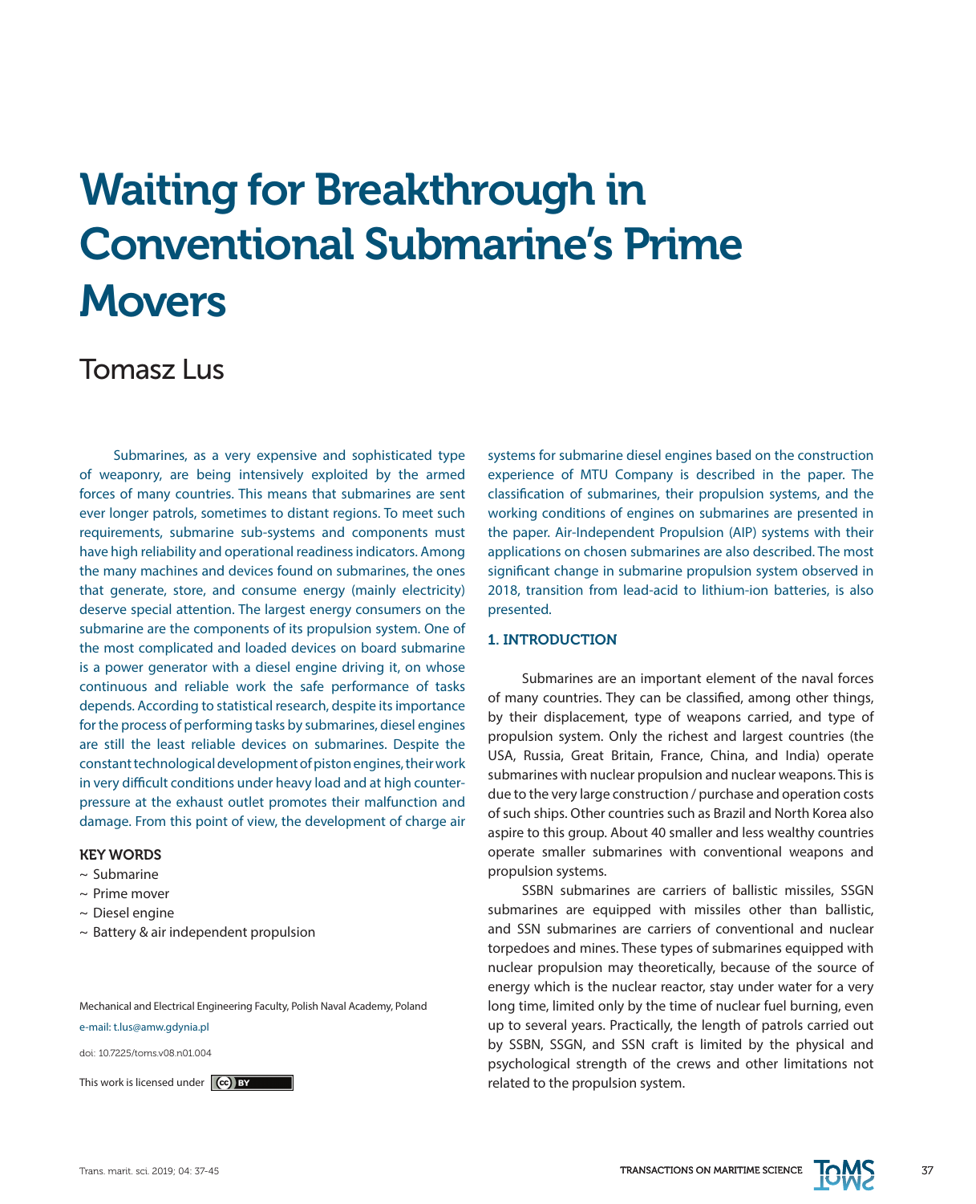# Waiting for Breakthrough in Conventional Submarine's Prime Movers

Tomasz Lus

Submarines, as a very expensive and sophisticated type of weaponry, are being intensively exploited by the armed forces of many countries. This means that submarines are sent ever longer patrols, sometimes to distant regions. To meet such requirements, submarine sub-systems and components must have high reliability and operational readiness indicators. Among the many machines and devices found on submarines, the ones that generate, store, and consume energy (mainly electricity) deserve special attention. The largest energy consumers on the submarine are the components of its propulsion system. One of the most complicated and loaded devices on board submarine is a power generator with a diesel engine driving it, on whose continuous and reliable work the safe performance of tasks depends. According to statistical research, despite its importance for the process of performing tasks by submarines, diesel engines are still the least reliable devices on submarines. Despite the constant technological development of piston engines, their work in very difficult conditions under heavy load and at high counter-pressure at the exhaust outlet promotes their malfunction and damage. From this point of view, the development of charge air systems for submarine diesel engines based on the construction experience of MTU Company is described in the paper. The classification of submarines, their propulsion systems, and the working conditions of engines on submarines are presented in the paper. Air-Independent Propulsion (AIP) systems with their applications on chosen submarines are also described. The most significant change in submarine propulsion system observed in 2018, transition from lead-acid to lithium-ion batteries, is also presented.

**KEY WORDS**

- ~ Submarine
- ~ Prime mover
- ~ Diesel engine
- ~ Battery & air independent propulsion

Mechanical and Electrical Engineering Faculty, Polish Naval Academy, Poland

e-mail: t.lus@amw.gdynia.pl

doi: 10.7225/toms.v08.n01.004

This work is licensed under CC BY

## 1. INTRODUCTION

Submarines are an important element of the naval forces of many countries. They can be classified, among other things, by their displacement, type of weapons carried, and type of propulsion system. Only the richest and largest countries (the USA, Russia, Great Britain, France, China, and India) operate submarines with nuclear propulsion and nuclear weapons. This is due to the very large construction / purchase and operation costs of such ships. Other countries such as Brazil and North Korea also aspire to this group. About 40 smaller and less wealthy countries operate smaller submarines with conventional weapons and propulsion systems.

SSBN submarines are carriers of ballistic missiles, SSGN submarines are equipped with missiles other than ballistic, and SSN submarines are carriers of conventional and nuclear torpedoes and mines. These types of submarines equipped with nuclear propulsion may theoretically, because of the source of energy which is the nuclear reactor, stay under water for a very long time, limited only by the time of nuclear fuel burning, even up to several years. Practically, the length of patrols carried out by SSBN, SSGN, and SSN craft is limited by the physical and psychological strength of the crews and other limitations not related to the propulsion system.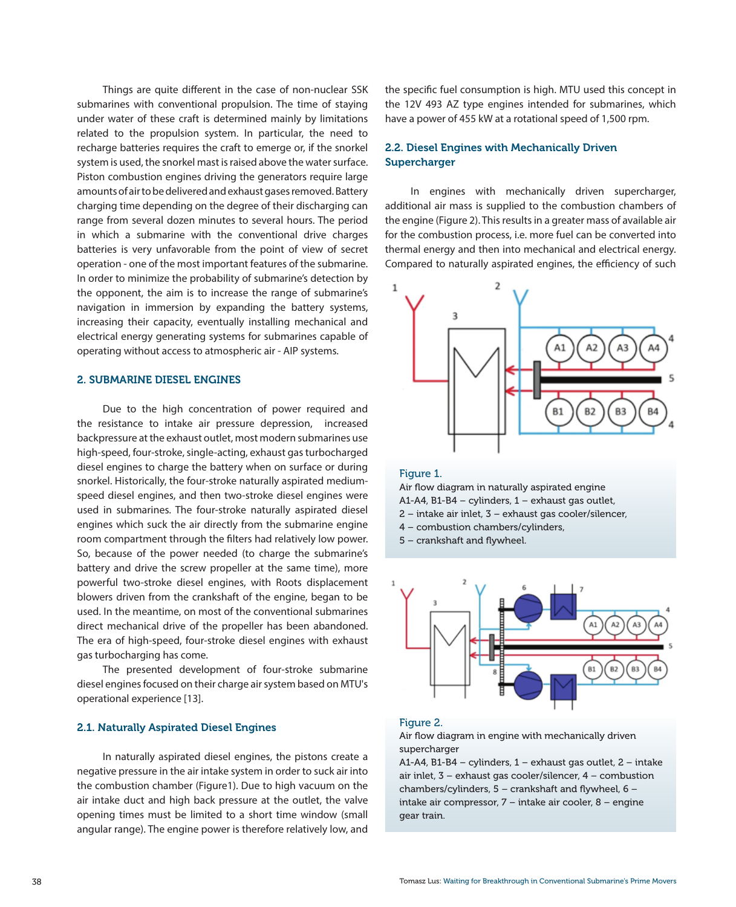Things are quite different in the case of non-nuclear SSK submarines with conventional propulsion. The time of staying under water of these craft is determined mainly by limitations related to the propulsion system. In particular, the need to recharge batteries requires the craft to emerge or, if the snorkel system is used, the snorkel mast is raised above the water surface. Piston combustion engines driving the generators require large amounts of air to be delivered and exhaust gases removed. Battery charging time depending on the degree of their discharging can range from several dozen minutes to several hours. The period in which a submarine with the conventional drive charges batteries is very unfavorable from the point of view of secret operation - one of the most important features of the submarine. In order to minimize the probability of submarine's detection by the opponent, the aim is to increase the range of submarine's navigation in immersion by expanding the battery systems, increasing their capacity, eventually installing mechanical and electrical energy generating systems for submarines capable of operating without access to atmospheric air - AIP systems.

## 2. SUBMARINE DIESEL ENGINES

Due to the high concentration of power required and the resistance to intake air pressure depression, increased backpressure at the exhaust outlet, most modern submarines use high-speed, four-stroke, single-acting, exhaust gas turbocharged diesel engines to charge the battery when on surface or during snorkel. Historically, the four-stroke naturally aspirated medium-speed diesel engines, and then two-stroke diesel engines were used in submarines. The four-stroke naturally aspirated diesel engines which suck the air directly from the submarine engine room compartment through the filters had relatively low power. So, because of the power needed (to charge the submarine's battery and drive the screw propeller at the same time), more powerful two-stroke diesel engines, with Roots displacement blowers driven from the crankshaft of the engine, began to be used. In the meantime, on most of the conventional submarines direct mechanical drive of the propeller has been abandoned. The era of high-speed, four-stroke diesel engines with exhaust gas turbocharging has come.

The presented development of four-stroke submarine diesel engines focused on their charge air system based on MTU's operational experience [13].

### 2.1. Naturally Aspirated Diesel Engines

In naturally aspirated diesel engines, the pistons create a negative pressure in the air intake system in order to suck air into the combustion chamber (Figure1). Due to high vacuum on the air intake duct and high back pressure at the outlet, the valve opening times must be limited to a short time window (small angular range). The engine power is therefore relatively low, and the specific fuel consumption is high. MTU used this concept in the 12V 493 AZ type engines intended for submarines, which have a power of 455 kW at a rotational speed of 1,500 rpm.

### 2.2. Diesel Engines with Mechanically Driven Supercharger

In engines with mechanically driven supercharger, additional air mass is supplied to the combustion chambers of the engine (Figure 2). This results in a greater mass of available air for the combustion process, i.e. more fuel can be converted into thermal energy and then into mechanical and electrical energy. Compared to naturally aspirated engines, the efficiency of such

1
2
3
A1 A2 A3 A4
4
5
B1 B2 B3 B4
4

Figure 1.
Air flow diagram in naturally aspirated engine
A1-A4, B1-B4 – cylinders, 1 – exhaust gas outlet,
2 – intake air inlet, 3 – exhaust gas cooler/silencer,
4 – combustion chambers/cylinders,
5 – crankshaft and flywheel.

1
2
6
7
3
4
A1 A2 A3 A4
5
8
B1 B2 B3 B4

Figure 2.
Air flow diagram in engine with mechanically driven supercharger
A1-A4, B1-B4 – cylinders, 1 – exhaust gas outlet, 2 – intake air inlet, 3 – exhaust gas cooler/silencer, 4 – combustion chambers/cylinders, 5 – crankshaft and flywheel, 6 – intake air compressor, 7 – intake air cooler, 8 – engine gear train.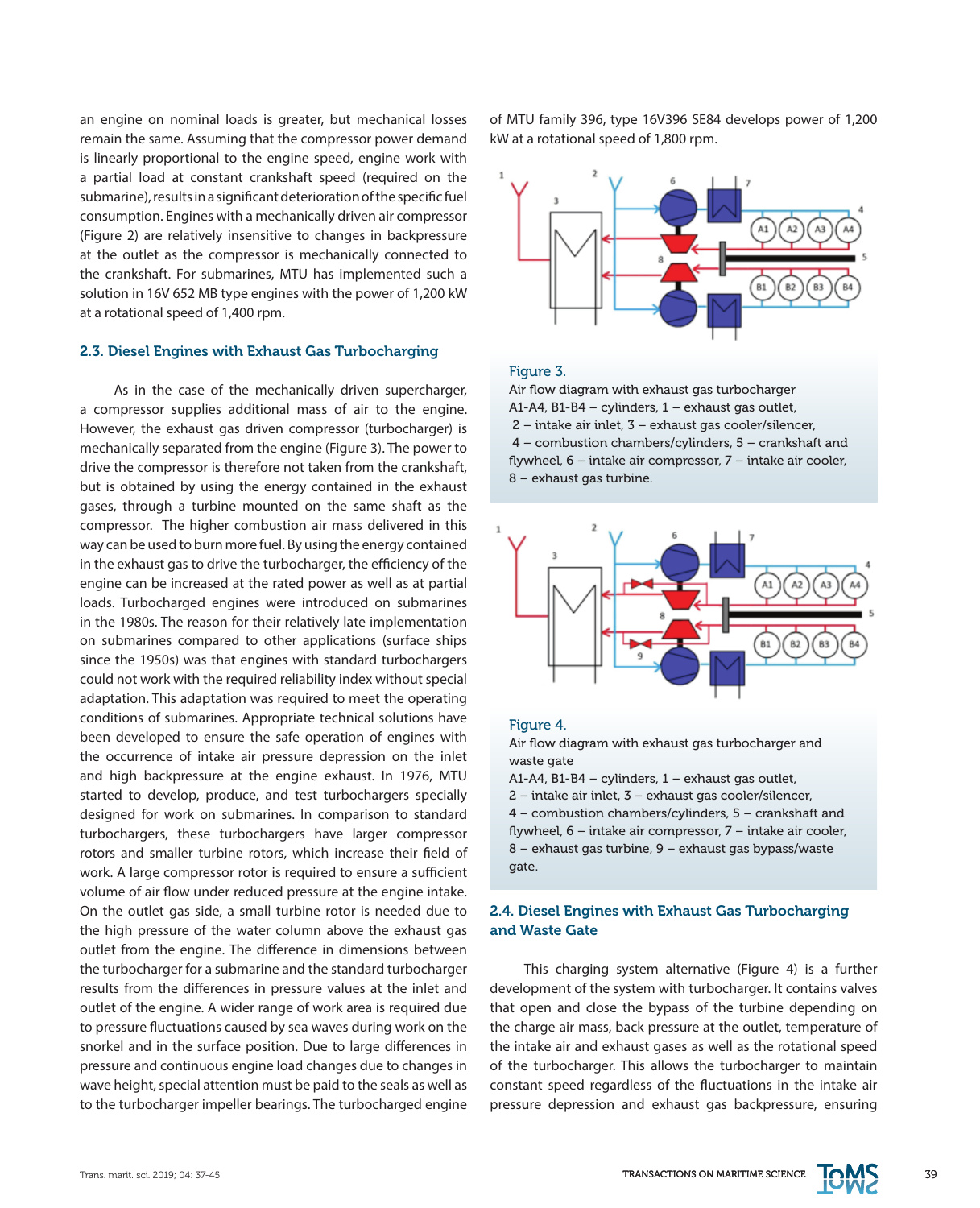an engine on nominal loads is greater, but mechanical losses remain the same. Assuming that the compressor power demand is linearly proportional to the engine speed, engine work with a partial load at constant crankshaft speed (required on the submarine), results in a significant deterioration of the specific fuel consumption. Engines with a mechanically driven air compressor (Figure 2) are relatively insensitive to changes in backpressure at the outlet as the compressor is mechanically connected to the crankshaft. For submarines, MTU has implemented such a solution in 16V 652 MB type engines with the power of 1,200 kW at a rotational speed of 1,400 rpm.

### 2.3. Diesel Engines with Exhaust Gas Turbocharging

As in the case of the mechanically driven supercharger, a compressor supplies additional mass of air to the engine. However, the exhaust gas driven compressor (turbocharger) is mechanically separated from the engine (Figure 3). The power to drive the compressor is therefore not taken from the crankshaft, but is obtained by using the energy contained in the exhaust gases, through a turbine mounted on the same shaft as the compressor. The higher combustion air mass delivered in this way can be used to burn more fuel. By using the energy contained in the exhaust gas to drive the turbocharger, the efficiency of the engine can be increased at the rated power as well as at partial loads. Turbocharged engines were introduced on submarines in the 1980s. The reason for their relatively late implementation on submarines compared to other applications (surface ships since the 1950s) was that engines with standard turbochargers could not work with the required reliability index without special adaptation. This adaptation was required to meet the operating conditions of submarines. Appropriate technical solutions have been developed to ensure the safe operation of engines with the occurrence of intake air pressure depression on the inlet and high backpressure at the engine exhaust. In 1976, MTU started to develop, produce, and test turbochargers specially designed for work on submarines. In comparison to standard turbochargers, these turbochargers have larger compressor rotors and smaller turbine rotors, which increase their field of work. A large compressor rotor is required to ensure a sufficient volume of air flow under reduced pressure at the engine intake. On the outlet gas side, a small turbine rotor is needed due to the high pressure of the water column above the exhaust gas outlet from the engine. The difference in dimensions between the turbocharger for a submarine and the standard turbocharger results from the differences in pressure values at the inlet and outlet of the engine. A wider range of work area is required due to pressure fluctuations caused by sea waves during work on the snorkel and in the surface position. Due to large differences in pressure and continuous engine load changes due to changes in wave height, special attention must be paid to the seals as well as to the turbocharger impeller bearings. The turbocharged engine of MTU family 396, type 16V396 SE84 develops power of 1,200 kW at a rotational speed of 1,800 rpm.

Figure 3.
Air flow diagram with exhaust gas turbocharger
A1-A4, B1-B4 – cylinders, 1 – exhaust gas outlet, 2 – intake air inlet, 3 – exhaust gas cooler/silencer, 4 – combustion chambers/cylinders, 5 – crankshaft and flywheel, 6 – intake air compressor, 7 – intake air cooler, 8 – exhaust gas turbine.

Figure 4.
Air flow diagram with exhaust gas turbocharger and waste gate
A1-A4, B1-B4 – cylinders, 1 – exhaust gas outlet, 2 – intake air inlet, 3 – exhaust gas cooler/silencer, 4 – combustion chambers/cylinders, 5 – crankshaft and flywheel, 6 – intake air compressor, 7 – intake air cooler, 8 – exhaust gas turbine, 9 – exhaust gas bypass/waste gate.

### 2.4. Diesel Engines with Exhaust Gas Turbocharging and Waste Gate

This charging system alternative (Figure 4) is a further development of the system with turbocharger. It contains valves that open and close the bypass of the turbine depending on the charge air mass, back pressure at the outlet, temperature of the intake air and exhaust gases as well as the rotational speed of the turbocharger. This allows the turbocharger to maintain constant speed regardless of the fluctuations in the intake air pressure depression and exhaust gas backpressure, ensuring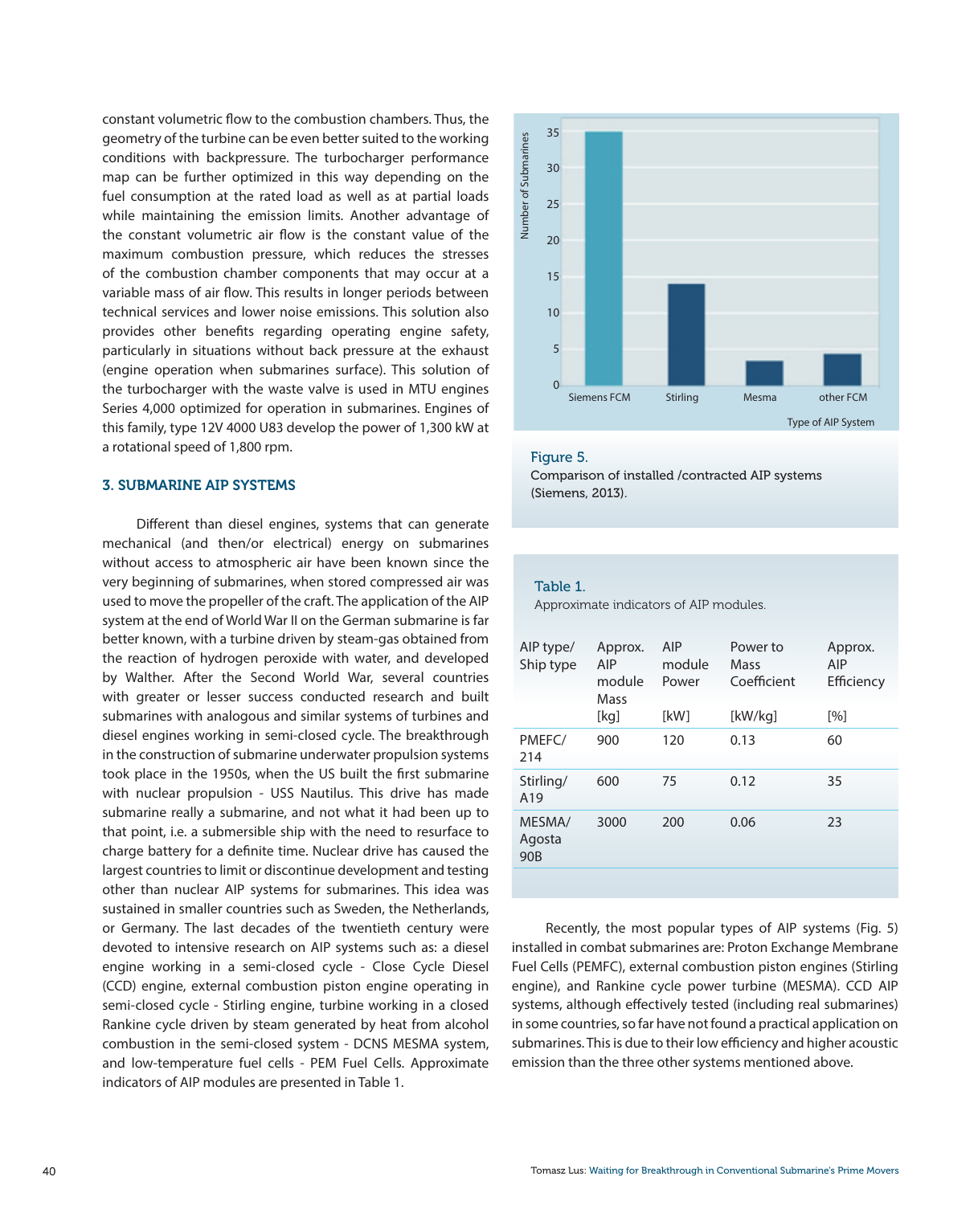constant volumetric flow to the combustion chambers. Thus, the geometry of the turbine can be even better suited to the working conditions with backpressure. The turbocharger performance map can be further optimized in this way depending on the fuel consumption at the rated load as well as at partial loads while maintaining the emission limits. Another advantage of the constant volumetric air flow is the constant value of the maximum combustion pressure, which reduces the stresses of the combustion chamber components that may occur at a variable mass of air flow. This results in longer periods between technical services and lower noise emissions. This solution also provides other benefits regarding operating engine safety, particularly in situations without back pressure at the exhaust (engine operation when submarines surface). This solution of the turbocharger with the waste valve is used in MTU engines Series 4,000 optimized for operation in submarines. Engines of this family, type 12V 4000 U83 develop the power of 1,300 kW at a rotational speed of 1,800 rpm.

## 3. SUBMARINE AIP SYSTEMS

Different than diesel engines, systems that can generate mechanical (and then/or electrical) energy on submarines without access to atmospheric air have been known since the very beginning of submarines, when stored compressed air was used to move the propeller of the craft. The application of the AIP system at the end of World War II on the German submarine is far better known, with a turbine driven by steam-gas obtained from the reaction of hydrogen peroxide with water, and developed by Walther. After the Second World War, several countries with greater or lesser success conducted research and built submarines with analogous and similar systems of turbines and diesel engines working in semi-closed cycle. The breakthrough in the construction of submarine underwater propulsion systems took place in the 1950s, when the US built the first submarine with nuclear propulsion - USS Nautilus. This drive has made submarine really a submarine, and not what it had been up to that point, i.e. a submersible ship with the need to resurface to charge battery for a definite time. Nuclear drive has caused the largest countries to limit or discontinue development and testing other than nuclear AIP systems for submarines. This idea was sustained in smaller countries such as Sweden, the Netherlands, or Germany. The last decades of the twentieth century were devoted to intensive research on AIP systems such as: a diesel engine working in a semi-closed cycle - Close Cycle Diesel (CCD) engine, external combustion piston engine operating in semi-closed cycle - Stirling engine, turbine working in a closed Rankine cycle driven by steam generated by heat from alcohol combustion in the semi-closed system - DCNS MESMA system, and low-temperature fuel cells - PEM Fuel Cells. Approximate indicators of AIP modules are presented in Table 1.

Figure 5.
Comparison of installed /contracted AIP systems (Siemens, 2013).

Table 1.
Approximate indicators of AIP modules.

| AIP type/ Ship type | Approx. AIP module Mass [kg] | AIP module Power [kW] | Power to Mass Coefficient [kW/kg] | Approx. AIP Efficiency [%] |
|---|---|---|---|---|
| PMEFC/ 214 | 900 | 120 | 0.13 | 60 |
| Stirling/ A19 | 600 | 75 | 0.12 | 35 |
| MESMA/ Agosta 90B | 3000 | 200 | 0.06 | 23 |

Recently, the most popular types of AIP systems (Fig. 5) installed in combat submarines are: Proton Exchange Membrane Fuel Cells (PEMFC), external combustion piston engines (Stirling engine), and Rankine cycle power turbine (MESMA). CCD AIP systems, although effectively tested (including real submarines) in some countries, so far have not found a practical application on submarines. This is due to their low efficiency and higher acoustic emission than the three other systems mentioned above.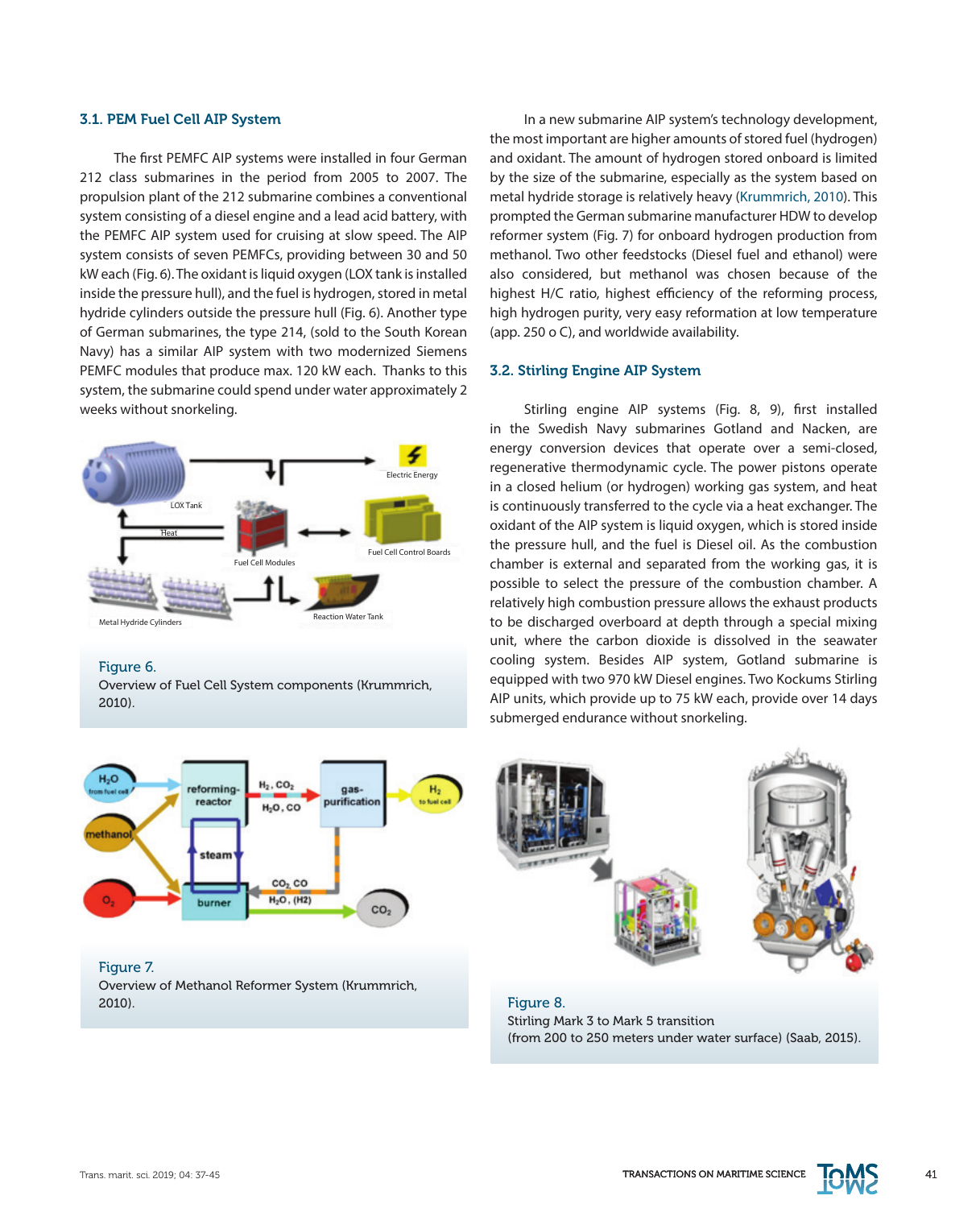### 3.1. PEM Fuel Cell AIP System

The first PEMFC AIP systems were installed in four German 212 class submarines in the period from 2005 to 2007. The propulsion plant of the 212 submarine combines a conventional system consisting of a diesel engine and a lead acid battery, with the PEMFC AIP system used for cruising at slow speed. The AIP system consists of seven PEMFCs, providing between 30 and 50 kW each (Fig. 6). The oxidant is liquid oxygen (LOX tank is installed inside the pressure hull), and the fuel is hydrogen, stored in metal hydride cylinders outside the pressure hull (Fig. 6). Another type of German submarines, the type 214, (sold to the South Korean Navy) has a similar AIP system with two modernized Siemens PEMFC modules that produce max. 120 kW each. Thanks to this system, the submarine could spend under water approximately 2 weeks without snorkeling.

Figure 6.
Overview of Fuel Cell System components (Krummrich, 2010).

Figure 7.
Overview of Methanol Reformer System (Krummrich, 2010).

In a new submarine AIP system's technology development, the most important are higher amounts of stored fuel (hydrogen) and oxidant. The amount of hydrogen stored onboard is limited by the size of the submarine, especially as the system based on metal hydride storage is relatively heavy (Krummrich, 2010). This prompted the German submarine manufacturer HDW to develop reformer system (Fig. 7) for onboard hydrogen production from methanol. Two other feedstocks (Diesel fuel and ethanol) were also considered, but methanol was chosen because of the highest H/C ratio, highest efficiency of the reforming process, high hydrogen purity, very easy reformation at low temperature (app. 250 o C), and worldwide availability.

### 3.2. Stirling Engine AIP System

Stirling engine AIP systems (Fig. 8, 9), first installed in the Swedish Navy submarines Gotland and Nacken, are energy conversion devices that operate over a semi-closed, regenerative thermodynamic cycle. The power pistons operate in a closed helium (or hydrogen) working gas system, and heat is continuously transferred to the cycle via a heat exchanger. The oxidant of the AIP system is liquid oxygen, which is stored inside the pressure hull, and the fuel is Diesel oil. As the combustion chamber is external and separated from the working gas, it is possible to select the pressure of the combustion chamber. A relatively high combustion pressure allows the exhaust products to be discharged overboard at depth through a special mixing unit, where the carbon dioxide is dissolved in the seawater cooling system. Besides AIP system, Gotland submarine is equipped with two 970 kW Diesel engines. Two Kockums Stirling AIP units, which provide up to 75 kW each, provide over 14 days submerged endurance without snorkeling.

Figure 8.
Stirling Mark 3 to Mark 5 transition
(from 200 to 250 meters under water surface) (Saab, 2015).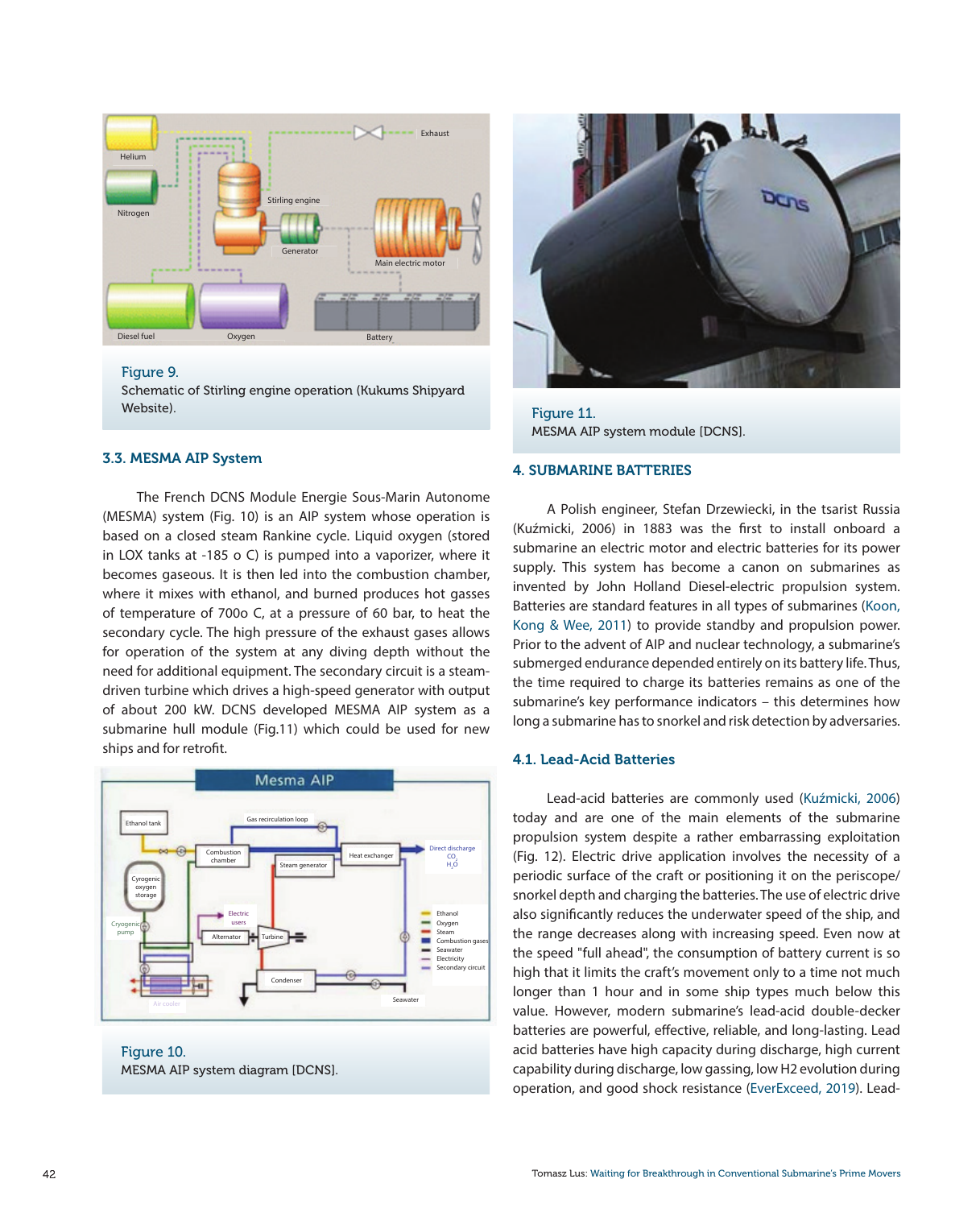Figure 9.
Schematic of Stirling engine operation (Kukums Shipyard Website).

### 3.3. MESMA AIP System

The French DCNS Module Energie Sous-Marin Autonome (MESMA) system (Fig. 10) is an AIP system whose operation is based on a closed steam Rankine cycle. Liquid oxygen (stored in LOX tanks at -185 o C) is pumped into a vaporizer, where it becomes gaseous. It is then led into the combustion chamber, where it mixes with ethanol, and burned produces hot gasses of temperature of 700o C, at a pressure of 60 bar, to heat the secondary cycle. The high pressure of the exhaust gases allows for operation of the system at any diving depth without the need for additional equipment. The secondary circuit is a steam-driven turbine which drives a high-speed generator with output of about 200 kW. DCNS developed MESMA AIP system as a submarine hull module (Fig.11) which could be used for new ships and for retrofit.

Figure 10.
MESMA AIP system diagram [DCNS].

Figure 11.
MESMA AIP system module [DCNS].

## 4. SUBMARINE BATTERIES

A Polish engineer, Stefan Drzewiecki, in the tsarist Russia (Kuźmicki, 2006) in 1883 was the first to install onboard a submarine an electric motor and electric batteries for its power supply. This system has become a canon on submarines as invented by John Holland Diesel-electric propulsion system. Batteries are standard features in all types of submarines (Koon, Kong & Wee, 2011) to provide standby and propulsion power. Prior to the advent of AIP and nuclear technology, a submarine's submerged endurance depended entirely on its battery life. Thus, the time required to charge its batteries remains as one of the submarine's key performance indicators – this determines how long a submarine has to snorkel and risk detection by adversaries.

### 4.1. Lead-Acid Batteries

Lead-acid batteries are commonly used (Kuźmicki, 2006) today and are one of the main elements of the submarine propulsion system despite a rather embarrassing exploitation (Fig. 12). Electric drive application involves the necessity of a periodic surface of the craft or positioning it on the periscope/snorkel depth and charging the batteries. The use of electric drive also significantly reduces the underwater speed of the ship, and the range decreases along with increasing speed. Even now at the speed "full ahead", the consumption of battery current is so high that it limits the craft's movement only to a time not much longer than 1 hour and in some ship types much below this value. However, modern submarine's lead-acid double-decker batteries are powerful, effective, reliable, and long-lasting. Lead acid batteries have high capacity during discharge, high current capability during discharge, low gassing, low H2 evolution during operation, and good shock resistance (EverExceed, 2019). Lead-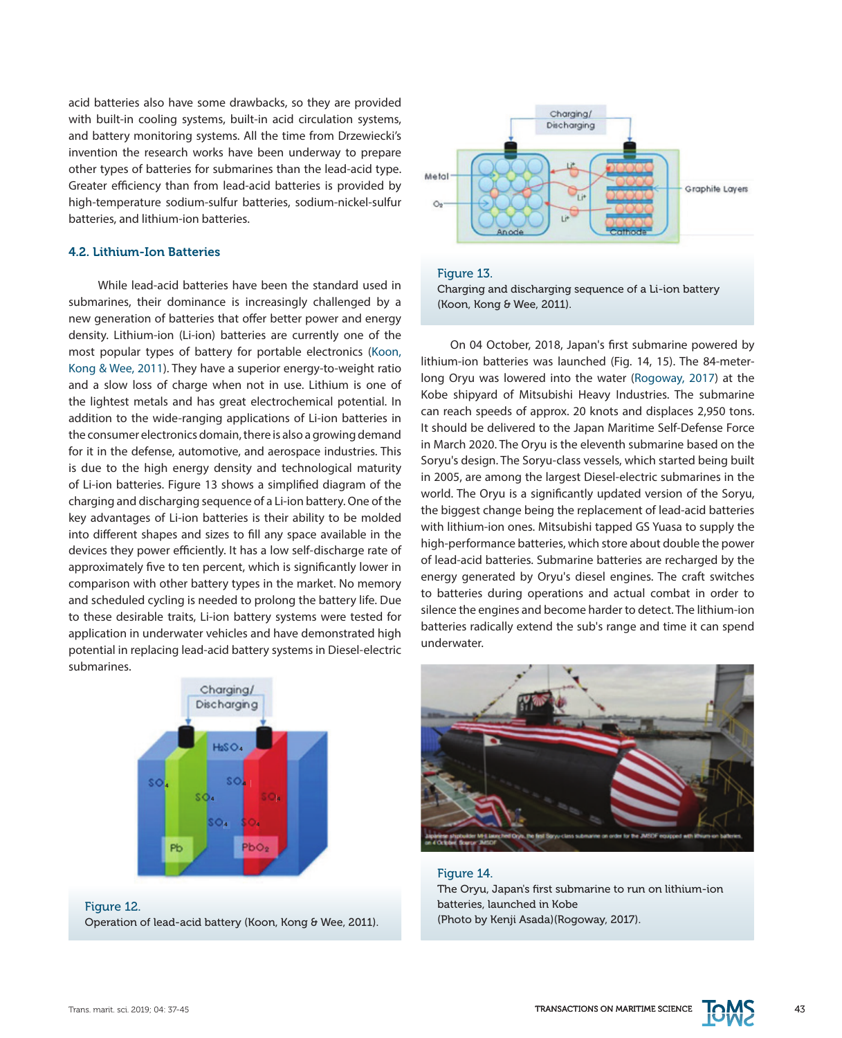acid batteries also have some drawbacks, so they are provided with built-in cooling systems, built-in acid circulation systems, and battery monitoring systems. All the time from Drzewiecki's invention the research works have been underway to prepare other types of batteries for submarines than the lead-acid type. Greater efficiency than from lead-acid batteries is provided by high-temperature sodium-sulfur batteries, sodium-nickel-sulfur batteries, and lithium-ion batteries.

### 4.2. Lithium-Ion Batteries

While lead-acid batteries have been the standard used in submarines, their dominance is increasingly challenged by a new generation of batteries that offer better power and energy density. Lithium-ion (Li-ion) batteries are currently one of the most popular types of battery for portable electronics (Koon, Kong & Wee, 2011). They have a superior energy-to-weight ratio and a slow loss of charge when not in use. Lithium is one of the lightest metals and has great electrochemical potential. In addition to the wide-ranging applications of Li-ion batteries in the consumer electronics domain, there is also a growing demand for it in the defense, automotive, and aerospace industries. This is due to the high energy density and technological maturity of Li-ion batteries. Figure 13 shows a simplified diagram of the charging and discharging sequence of a Li-ion battery. One of the key advantages of Li-ion batteries is their ability to be molded into different shapes and sizes to fill any space available in the devices they power efficiently. It has a low self-discharge rate of approximately five to ten percent, which is significantly lower in comparison with other battery types in the market. No memory and scheduled cycling is needed to prolong the battery life. Due to these desirable traits, Li-ion battery systems were tested for application in underwater vehicles and have demonstrated high potential in replacing lead-acid battery systems in Diesel-electric submarines.

Figure 12.
Operation of lead-acid battery (Koon, Kong & Wee, 2011).

Figure 13.
Charging and discharging sequence of a Li-ion battery (Koon, Kong & Wee, 2011).

On 04 October, 2018, Japan's first submarine powered by lithium-ion batteries was launched (Fig. 14, 15). The 84-meter-long Oryu was lowered into the water (Rogoway, 2017) at the Kobe shipyard of Mitsubishi Heavy Industries. The submarine can reach speeds of approx. 20 knots and displaces 2,950 tons. It should be delivered to the Japan Maritime Self-Defense Force in March 2020. The Oryu is the eleventh submarine based on the Soryu's design. The Soryu-class vessels, which started being built in 2005, are among the largest Diesel-electric submarines in the world. The Oryu is a significantly updated version of the Soryu, the biggest change being the replacement of lead-acid batteries with lithium-ion ones. Mitsubishi tapped GS Yuasa to supply the high-performance batteries, which store about double the power of lead-acid batteries. Submarine batteries are recharged by the energy generated by Oryu's diesel engines. The craft switches to batteries during operations and actual combat in order to silence the engines and become harder to detect. The lithium-ion batteries radically extend the sub's range and time it can spend underwater.

Figure 14.
The Oryu, Japan's first submarine to run on lithium-ion batteries, launched in Kobe
(Photo by Kenji Asada)(Rogoway, 2017).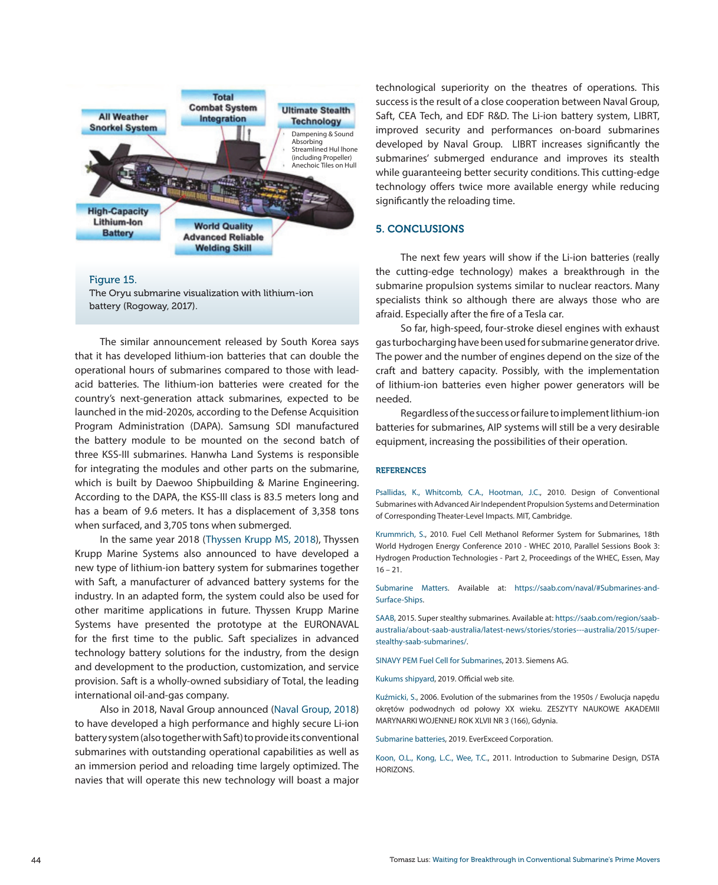Figure 15.
The Oryu submarine visualization with lithium-ion battery (Rogoway, 2017).

The similar announcement released by South Korea says that it has developed lithium-ion batteries that can double the operational hours of submarines compared to those with lead-acid batteries. The lithium-ion batteries were created for the country's next-generation attack submarines, expected to be launched in the mid-2020s, according to the Defense Acquisition Program Administration (DAPA). Samsung SDI manufactured the battery module to be mounted on the second batch of three KSS-III submarines. Hanwha Land Systems is responsible for integrating the modules and other parts on the submarine, which is built by Daewoo Shipbuilding & Marine Engineering. According to the DAPA, the KSS-III class is 83.5 meters long and has a beam of 9.6 meters. It has a displacement of 3,358 tons when surfaced, and 3,705 tons when submerged.

In the same year 2018 (Thyssen Krupp MS, 2018), Thyssen Krupp Marine Systems also announced to have developed a new type of lithium-ion battery system for submarines together with Saft, a manufacturer of advanced battery systems for the industry. In an adapted form, the system could also be used for other maritime applications in future. Thyssen Krupp Marine Systems have presented the prototype at the EURONAVAL for the first time to the public. Saft specializes in advanced technology battery solutions for the industry, from the design and development to the production, customization, and service provision. Saft is a wholly-owned subsidiary of Total, the leading international oil-and-gas company.

Also in 2018, Naval Group announced (Naval Group, 2018) to have developed a high performance and highly secure Li-ion battery system (also together with Saft) to provide its conventional submarines with outstanding operational capabilities as well as an immersion period and reloading time largely optimized. The navies that will operate this new technology will boast a major technological superiority on the theatres of operations. This success is the result of a close cooperation between Naval Group, Saft, CEA Tech, and EDF R&D. The Li-ion battery system, LIBRT, improved security and performances on-board submarines developed by Naval Group. LIBRT increases significantly the submarines' submerged endurance and improves its stealth while guaranteeing better security conditions. This cutting-edge technology offers twice more available energy while reducing significantly the reloading time.

## 5. CONCLUSIONS

The next few years will show if the Li-ion batteries (really the cutting-edge technology) makes a breakthrough in the submarine propulsion systems similar to nuclear reactors. Many specialists think so although there are always those who are afraid. Especially after the fire of a Tesla car.

So far, high-speed, four-stroke diesel engines with exhaust gas turbocharging have been used for submarine generator drive. The power and the number of engines depend on the size of the craft and battery capacity. Possibly, with the implementation of lithium-ion batteries even higher power generators will be needed.

Regardless of the success or failure to implement lithium-ion batteries for submarines, AIP systems will still be a very desirable equipment, increasing the possibilities of their operation.

### REFERENCES

Psallidas, K., Whitcomb, C.A., Hootman, J.C., 2010. Design of Conventional Submarines with Advanced Air Independent Propulsion Systems and Determination of Corresponding Theater-Level Impacts. MIT, Cambridge.

Krummrich, S., 2010. Fuel Cell Methanol Reformer System for Submarines, 18th World Hydrogen Energy Conference 2010 - WHEC 2010, Parallel Sessions Book 3: Hydrogen Production Technologies - Part 2, Proceedings of the WHEC, Essen, May 16 – 21.

Submarine Matters. Available at: https://saab.com/naval/#Submarines-and-Surface-Ships.

SAAB, 2015. Super stealthy submarines. Available at: https://saab.com/region/saab-australia/about-saab-australia/latest-news/stories/stories---australia/2015/super-stealthy-saab-submarines/.

SINAVY PEM Fuel Cell for Submarines, 2013. Siemens AG.

Kukums shipyard, 2019. Official web site.

Kuźmicki, S., 2006. Evolution of the submarines from the 1950s / Ewolucja napędu okrętów podwodnych od połowy XX wieku. ZESZYTY NAUKOWE AKADEMII MARYNARKI WOJENNEJ ROK XLVII NR 3 (166), Gdynia.

Submarine batteries, 2019. EverExceed Corporation.

Koon, O.L., Kong, L.C., Wee, T.C., 2011. Introduction to Submarine Design, DSTA HORIZONS.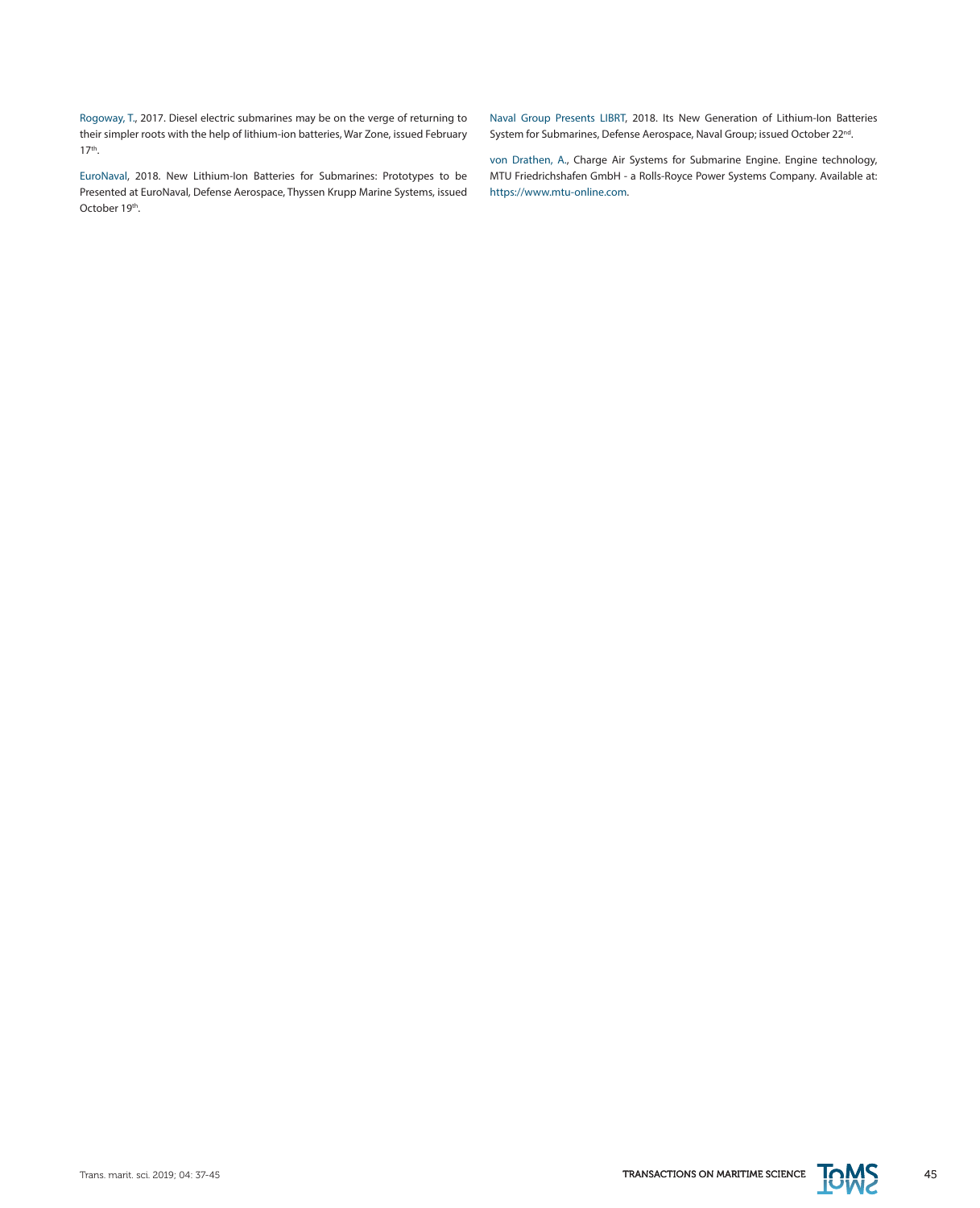Rogoway, T., 2017. Diesel electric submarines may be on the verge of returning to their simpler roots with the help of lithium-ion batteries, War Zone, issued February 17th.

EuroNaval, 2018. New Lithium-Ion Batteries for Submarines: Prototypes to be Presented at EuroNaval, Defense Aerospace, Thyssen Krupp Marine Systems, issued October 19th.

Naval Group Presents LIBRT, 2018. Its New Generation of Lithium-Ion Batteries System for Submarines, Defense Aerospace, Naval Group; issued October 22nd.

von Drathen, A., Charge Air Systems for Submarine Engine. Engine technology, MTU Friedrichshafen GmbH - a Rolls-Royce Power Systems Company. Available at: https://www.mtu-online.com.